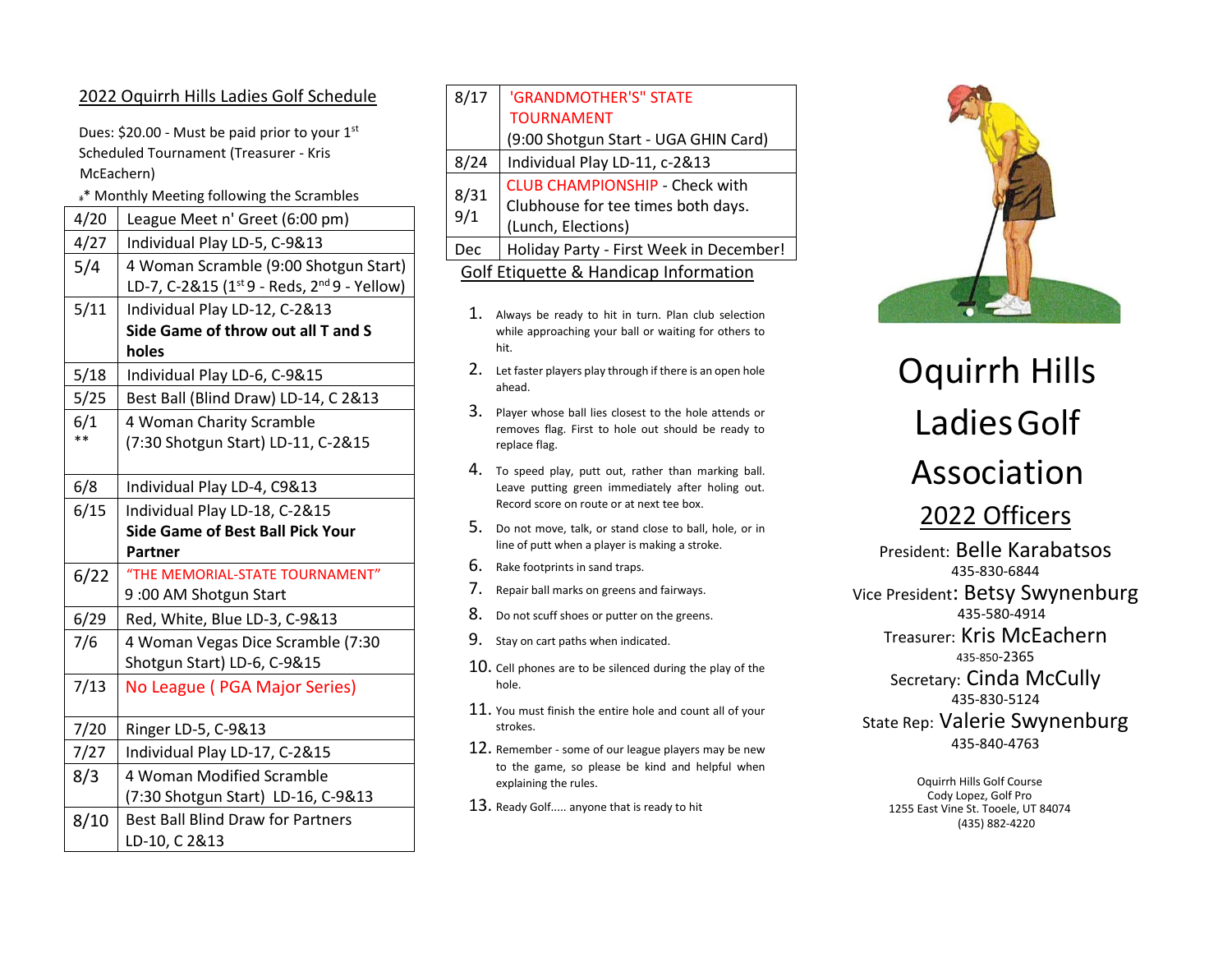## 2022 Oquirrh Hills Ladies Golf Schedule

Dues: $20.00 - Must be paid prior to your 1st Scheduled Tournament (Treasurer - Kris McEachern)

** Monthly Meeting following the Scrambles

| Date | Event |
|---|---|
| 4/20 | League Meet n' Greet (6:00 pm) |
| 4/27 | Individual Play LD-5, C-9&13 |
| 5/4 | 4 Woman Scramble (9:00 Shotgun Start) LD-7, C-2&15 (1st 9 - Reds, 2nd 9 - Yellow) |
| 5/11 | Individual Play LD-12, C-2&13 **Side Game of throw out all T and S holes** |
| 5/18 | Individual Play LD-6, C-9&15 |
| 5/25 | Best Ball (Blind Draw) LD-14, C 2&13 |
| 6/1 ** | 4 Woman Charity Scramble (7:30 Shotgun Start) LD-11, C-2&15 |
| 6/8 | Individual Play LD-4, C9&13 |
| 6/15 | Individual Play LD-18, C-2&15 **Side Game of Best Ball Pick Your Partner** |
| 6/22 | "THE MEMORIAL-STATE TOURNAMENT" 9 :00 AM Shotgun Start |
| 6/29 | Red, White, Blue LD-3, C-9&13 |
| 7/6 | 4 Woman Vegas Dice Scramble (7:30 Shotgun Start) LD-6, C-9&15 |
| 7/13 | No League ( PGA Major Series) |
| 7/20 | Ringer LD-5, C-9&13 |
| 7/27 | Individual Play LD-17, C-2&15 |
| 8/3 | 4 Woman Modified Scramble (7:30 Shotgun Start) LD-16, C-9&13 |
| 8/10 | Best Ball Blind Draw for Partners LD-10, C 2&13 |
| 8/17 | 'GRANDMOTHER'S" STATE TOURNAMENT (9:00 Shotgun Start - UGA GHIN Card) |
| 8/24 | Individual Play LD-11, c-2&13 |
| 8/31 9/1 | CLUB CHAMPIONSHIP - Check with Clubhouse for tee times both days. (Lunch, Elections) |
| Dec | Holiday Party - First Week in December! |

## Golf Etiquette & Handicap Information

1. Always be ready to hit in turn. Plan club selection while approaching your ball or waiting for others to hit.
2. Let faster players play through if there is an open hole ahead.
3. Player whose ball lies closest to the hole attends or removes flag. First to hole out should be ready to replace flag.
4. To speed play, putt out, rather than marking ball. Leave putting green immediately after holing out. Record score on route or at next tee box.
5. Do not move, talk, or stand close to ball, hole, or in line of putt when a player is making a stroke.
6. Rake footprints in sand traps.
7. Repair ball marks on greens and fairways.
8. Do not scuff shoes or putter on the greens.
9. Stay on cart paths when indicated.
10. Cell phones are to be silenced during the play of the hole.
11. You must finish the entire hole and count all of your strokes.
12. Remember - some of our league players may be new to the game, so please be kind and helpful when explaining the rules.
13. Ready Golf..... anyone that is ready to hit

# Oquirrh Hills Ladies Golf Association

## 2022 Officers

President: Belle Karabatsos
435-830-6844

Vice President: Betsy Swynenburg
435-580-4914

Treasurer: Kris McEachern
435-850-2365

Secretary: Cinda McCully
435-830-5124

State Rep: Valerie Swynenburg
435-840-4763

Oquirrh Hills Golf Course
Cody Lopez, Golf Pro
1255 East Vine St. Tooele, UT 84074
(435) 882-4220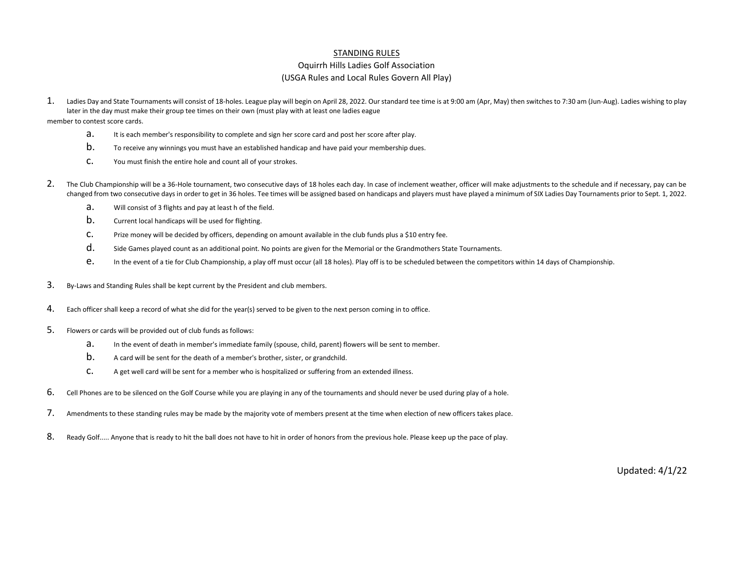# STANDING RULES

## Oquirrh Hills Ladies Golf Association

## (USGA Rules and Local Rules Govern All Play)

1. Ladies Day and State Tournaments will consist of 18-holes. League play will begin on April 28, 2022. Our standard tee time is at 9:00 am (Apr, May) then switches to 7:30 am (Jun-Aug). Ladies wishing to play later in the day must make their group tee times on their own (must play with at least one ladies eague member to contest score cards.
   a. It is each member's responsibility to complete and sign her score card and post her score after play.
   b. To receive any winnings you must have an established handicap and have paid your membership dues.
   c. You must finish the entire hole and count all of your strokes.

2. The Club Championship will be a 36-Hole tournament, two consecutive days of 18 holes each day. In case of inclement weather, officer will make adjustments to the schedule and if necessary, pay can be changed from two consecutive days in order to get in 36 holes. Tee times will be assigned based on handicaps and players must have played a minimum of SIX Ladies Day Tournaments prior to Sept. 1, 2022.
   a. Will consist of 3 flights and pay at least h of the field.
   b. Current local handicaps will be used for flighting.
   c. Prize money will be decided by officers, depending on amount available in the club funds plus a $10 entry fee.
   d. Side Games played count as an additional point. No points are given for the Memorial or the Grandmothers State Tournaments.
   e. In the event of a tie for Club Championship, a play off must occur (all 18 holes). Play off is to be scheduled between the competitors within 14 days of Championship.

3. By-Laws and Standing Rules shall be kept current by the President and club members.

4. Each officer shall keep a record of what she did for the year(s) served to be given to the next person coming in to office.

5. Flowers or cards will be provided out of club funds as follows:
   a. In the event of death in member's immediate family (spouse, child, parent) flowers will be sent to member.
   b. A card will be sent for the death of a member's brother, sister, or grandchild.
   c. A get well card will be sent for a member who is hospitalized or suffering from an extended illness.

6. Cell Phones are to be silenced on the Golf Course while you are playing in any of the tournaments and should never be used during play of a hole.

7. Amendments to these standing rules may be made by the majority vote of members present at the time when election of new officers takes place.

8. Ready Golf..... Anyone that is ready to hit the ball does not have to hit in order of honors from the previous hole. Please keep up the pace of play.

Updated: 4/1/22